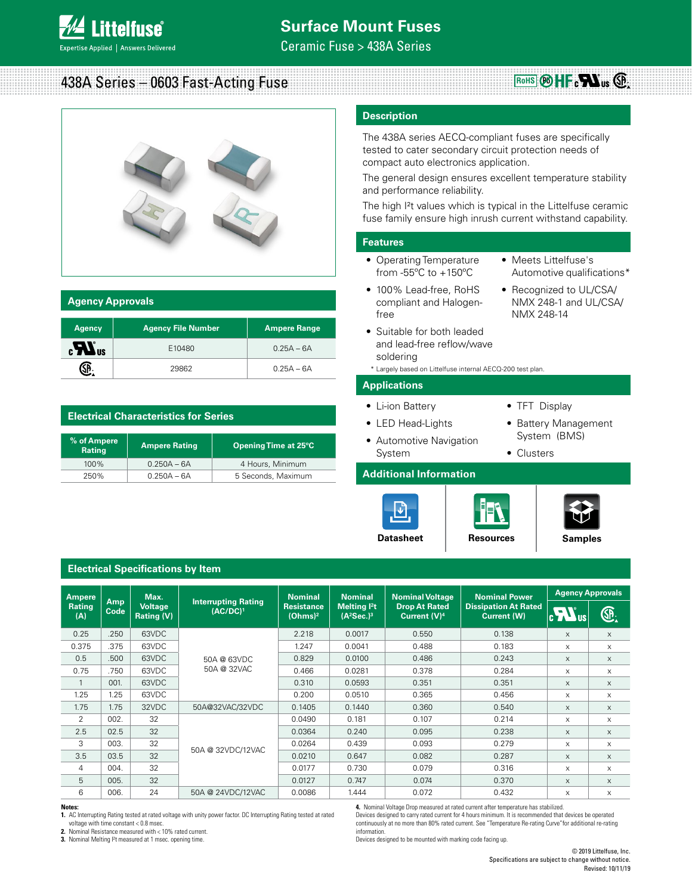# Surface Mount Fuses

Ceramic Fuse > 438A Series

## 438A Series – 0603 Fast-Acting Fuse

## Description

The 438A series AECQ-compliant fuses are specifically tested to cater secondary circuit protection needs of compact auto electronics application.

The general design ensures excellent temperature stability and performance reliability.

The high I²t values which is typical in the Littelfuse ceramic fuse family ensure high inrush current withstand capability.

## Features

- Operating Temperature from -55°C to +150°C
- 100% Lead-free, RoHS compliant and Halogen-free
- Suitable for both leaded and lead-free reflow/wave soldering
- Meets Littelfuse's Automotive qualifications*
- Recognized to UL/CSA/ NMX 248-1 and UL/CSA/ NMX 248-14

* Largely based on Littelfuse internal AECQ-200 test plan.

## Applications

- Li-ion Battery
- LED Head-Lights
- Automotive Navigation System
- TFT Display
- Battery Management System (BMS)
- Clusters

## Additional Information

Datasheet | Resources | Samples

## Agency Approvals

| Agency | Agency File Number | Ampere Range |
|---|---|---|
| cULus | E10480 | 0.25A – 6A |
| CSA | 29862 | 0.25A – 6A |

## Electrical Characteristics for Series

| % of Ampere Rating | Ampere Rating | Opening Time at 25°C |
|---|---|---|
| 100% | 0.250A – 6A | 4 Hours, Minimum |
| 250% | 0.250A – 6A | 5 Seconds, Maximum |

## Electrical Specifications by Item

| Ampere Rating (A) | Amp Code | Max. Voltage Rating (V) | Interrupting Rating (AC/DC)[1] | Nominal Resistance (Ohms)[2] | Nominal Melting I²t (A²Sec.)[3] | Nominal Voltage Drop At Rated Current (V)[4] | Nominal Power Dissipation At Rated Current (W) | Agency Approvals: cULus | Agency Approvals: CSA |
|---|---|---|---|---|---|---|---|---|---|
| 0.25 | .250 | 63VDC | 50A @ 63VDC 50A @ 32VAC | 2.218 | 0.0017 | 0.550 | 0.138 | x | x |
| 0.375 | .375 | 63VDC | | 1.247 | 0.0041 | 0.488 | 0.183 | x | x |
| 0.5 | .500 | 63VDC | | 0.829 | 0.0100 | 0.486 | 0.243 | x | x |
| 0.75 | .750 | 63VDC | | 0.466 | 0.0281 | 0.378 | 0.284 | x | x |
| 1 | 001. | 63VDC | | 0.310 | 0.0593 | 0.351 | 0.351 | x | x |
| 1.25 | 1.25 | 63VDC | | 0.200 | 0.0510 | 0.365 | 0.456 | x | x |
| 1.75 | 1.75 | 32VDC | 50A@32VAC/32VDC | 0.1405 | 0.1440 | 0.360 | 0.540 | x | x |
| 2 | 002. | 32 | 50A @ 32VDC/12VAC | 0.0490 | 0.181 | 0.107 | 0.214 | x | x |
| 2.5 | 02.5 | 32 | | 0.0364 | 0.240 | 0.095 | 0.238 | x | x |
| 3 | 003. | 32 | | 0.0264 | 0.439 | 0.093 | 0.279 | x | x |
| 3.5 | 03.5 | 32 | | 0.0210 | 0.647 | 0.082 | 0.287 | x | x |
| 4 | 004. | 32 | | 0.0177 | 0.730 | 0.079 | 0.316 | x | x |
| 5 | 005. | 32 | | 0.0127 | 0.747 | 0.074 | 0.370 | x | x |
| 6 | 006. | 24 | 50A @ 24VDC/12VAC | 0.0086 | 1.444 | 0.072 | 0.432 | x | x |

**Notes:**

1. AC Interrupting Rating tested at rated voltage with unity power factor. DC Interrupting Rating tested at rated voltage with time constant < 0.8 msec.
2. Nominal Resistance measured with < 10% rated current.
3. Nominal Melting I²t measured at 1 msec. opening time.
4. Nominal Voltage Drop measured at rated current after temperature has stabilized.

Devices designed to carry rated current for 4 hours minimum. It is recommended that devices be operated continuously at no more than 80% rated current. See "Temperature Re-rating Curve" for additional re-rating information.

Devices designed to be mounted with marking code facing up.

© 2019 Littelfuse, Inc.
Specifications are subject to change without notice.
Revised: 10/11/19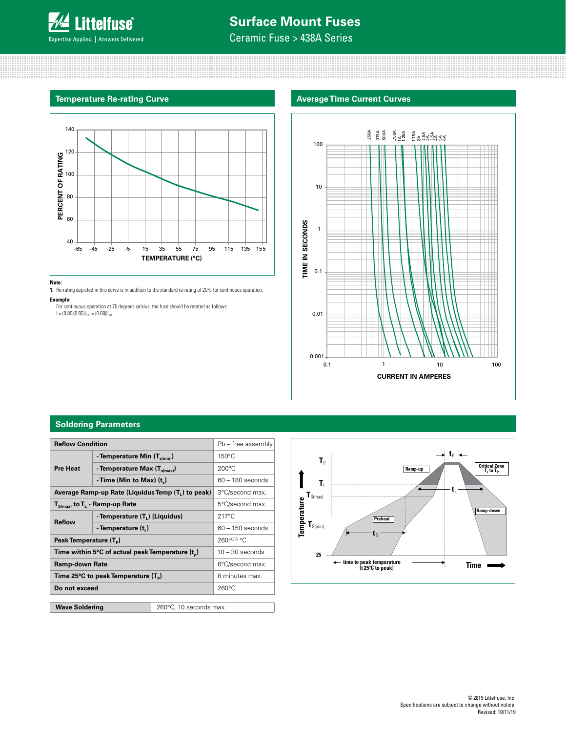## Temperature Re-rating Curve

**Note:**

1. Re-rating depicted in this curve is in addition to the standard re-rating of 20% for continuous operation.

**Example:**

For continuous operation at 75 degrees celsius, the fuse should be rerated as follows:
$I = (0.80)(0.85)I_{RAT} = (0.68)I_{RAT}$

## Average Time Current Curves

## Soldering Parameters

| Reflow Condition | | Pb – free assembly |
|---|---|---|
| Pre Heat | - Temperature Min ($T_{s(min)}$) | 150°C |
| | - Temperature Max ($T_{s(max)}$) | 200°C |
| | - Time (Min to Max) ($t_s$) | 60 – 180 seconds |
| Average Ramp-up Rate (Liquidus Temp ($T_L$) to peak) | | 3°C/second max. |
| $T_{S(max)}$ to $T_L$ - Ramp-up Rate | | 5°C/second max. |
| Reflow | - Temperature ($T_L$) (Liquidus) | 217°C |
| | - Temperature ($t_L$) | 60 – 150 seconds |
| Peak Temperature ($T_P$) | | $260^{+0/-5}$ °C |
| Time within 5°C of actual peak Temperature ($t_p$) | | 10 – 30 seconds |
| Ramp-down Rate | | 6°C/second max. |
| Time 25°C to peak Temperature ($T_P$) | | 8 minutes max. |
| Do not exceed | | 260°C |

| Wave Soldering | 260°C, 10 seconds max. |
|---|---|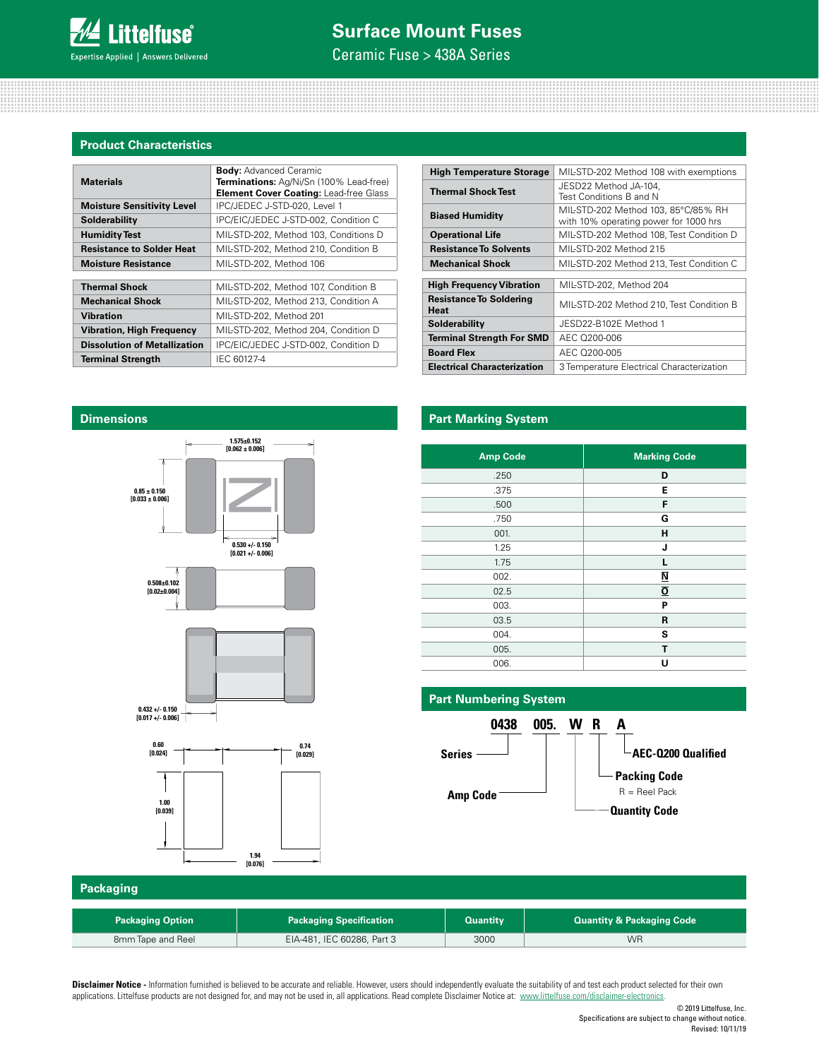# Surface Mount Fuses

Ceramic Fuse > 438A Series

## Product Characteristics

| | |
|---|---|
| **Materials** | **Body:** Advanced Ceramic<br>**Terminations:** Ag/Ni/Sn (100% Lead-free)<br>**Element Cover Coating:** Lead-free Glass |
| **Moisture Sensitivity Level** | IPC/JEDEC J-STD-020, Level 1 |
| **Solderability** | IPC/EIC/JEDEC J-STD-002, Condition C |
| **Humidity Test** | MIL-STD-202, Method 103, Conditions D |
| **Resistance to Solder Heat** | MIL-STD-202, Method 210, Condition B |
| **Moisture Resistance** | MIL-STD-202, Method 106 |

| | |
|---|---|
| **Thermal Shock** | MIL-STD-202, Method 107, Condition B |
| **Mechanical Shock** | MIL-STD-202, Method 213, Condition A |
| **Vibration** | MIL-STD-202, Method 201 |
| **Vibration, High Frequency** | MIL-STD-202, Method 204, Condition D |
| **Dissolution of Metallization** | IPC/EIC/JEDEC J-STD-002, Condition D |
| **Terminal Strength** | IEC 60127-4 |

| | |
|---|---|
| **High Temperature Storage** | MIL-STD-202 Method 108 with exemptions |
| **Thermal Shock Test** | JESD22 Method JA-104,<br>Test Conditions B and N |
| **Biased Humidity** | MIL-STD-202 Method 103, 85°C/85% RH with 10% operating power for 1000 hrs |
| **Operational Life** | MIL-STD-202 Method 108, Test Condition D |
| **Resistance To Solvents** | MIL-STD-202 Method 215 |
| **Mechanical Shock** | MIL-STD-202 Method 213, Test Condition C |

| | |
|---|---|
| **High Frequency Vibration** | MIL-STD-202, Method 204 |
| **Resistance To Soldering Heat** | MIL-STD-202 Method 210, Test Condition B |
| **Solderability** | JESD22-B102E Method 1 |
| **Terminal Strength For SMD** | AEC Q200-006 |
| **Board Flex** | AEC Q200-005 |
| **Electrical Characterization** | 3 Temperature Electrical Characterization |

## Dimensions

1.575±0.152
[0.062 ± 0.006]

0.85 ± 0.150
[0.033 ± 0.006]

0.530 +/- 0.150
[0.021 +/- 0.006]

0.508±0.102
[0.02±0.004]

0.432 +/- 0.150
[0.017 +/- 0.006]

0.60
[0.024]

0.74
[0.029]

1.00
[0.039]

1.94
[0.076]

## Part Marking System

| Amp Code | Marking Code |
|---|---|
| .250 | D |
| .375 | E |
| .500 | F |
| .750 | G |
| 001. | H |
| 1.25 | J |
| 1.75 | L |
| 002. | N̅ |
| 02.5 | O̅ |
| 003. | P |
| 03.5 | R |
| 004. | S |
| 005. | T |
| 006. | U |

## Part Numbering System

0438 005. W R A

- Series: 0438
- Amp Code: 005.
- Quantity Code: W
- Packing Code: R (R = Reel Pack)
- AEC-Q200 Qualified: A

## Packaging

| Packaging Option | Packaging Specification | Quantity | Quantity & Packaging Code |
|---|---|---|---|
| 8mm Tape and Reel | EIA-481, IEC 60286, Part 3 | 3000 | WR |

**Disclaimer Notice -** Information furnished is believed to be accurate and reliable. However, users should independently evaluate the suitability of and test each product selected for their own applications. Littelfuse products are not designed for, and may not be used in, all applications. Read complete Disclaimer Notice at: www.littelfuse.com/disclaimer-electronics.

© 2019 Littelfuse, Inc.
Specifications are subject to change without notice.
Revised: 10/11/19